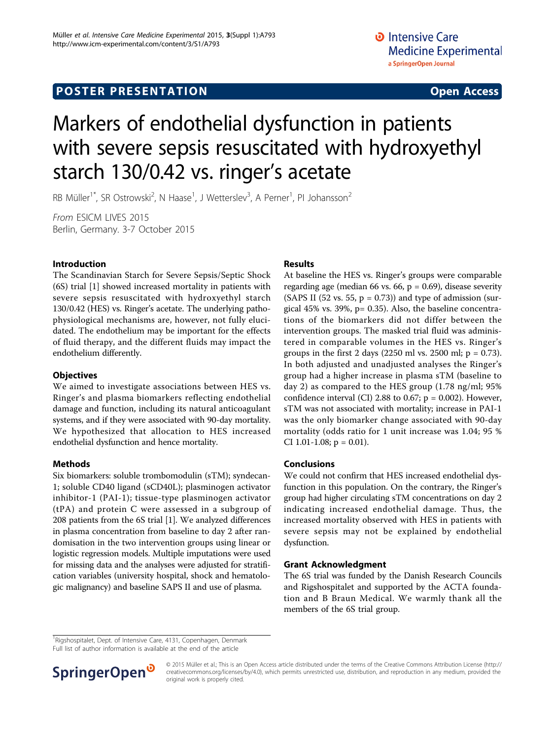POSTER PRESENTATION Open Access

# Markers of endothelial dysfunction in patients with severe sepsis resuscitated with hydroxyethyl starch 130/0.42 vs. ringer's acetate

RB Müller[1*], SR Ostrowski[2], N Haase[1], J Wetterslev[3], A Perner[1], PI Johansson[2]

*From* ESICM LIVES 2015
Berlin, Germany. 3-7 October 2015

## Introduction

The Scandinavian Starch for Severe Sepsis/Septic Shock (6S) trial [1] showed increased mortality in patients with severe sepsis resuscitated with hydroxyethyl starch 130/0.42 (HES) vs. Ringer's acetate. The underlying pathophysiological mechanisms are, however, not fully elucidated. The endothelium may be important for the effects of fluid therapy, and the different fluids may impact the endothelium differently.

## Objectives

We aimed to investigate associations between HES vs. Ringer's and plasma biomarkers reflecting endothelial damage and function, including its natural anticoagulant systems, and if they were associated with 90-day mortality. We hypothesized that allocation to HES increased endothelial dysfunction and hence mortality.

## Methods

Six biomarkers: soluble trombomodulin (sTM); syndecan-1; soluble CD40 ligand (sCD40L); plasminogen activator inhibitor-1 (PAI-1); tissue-type plasminogen activator (tPA) and protein C were assessed in a subgroup of 208 patients from the 6S trial [1]. We analyzed differences in plasma concentration from baseline to day 2 after randomisation in the two intervention groups using linear or logistic regression models. Multiple imputations were used for missing data and the analyses were adjusted for stratification variables (university hospital, shock and hematologic malignancy) and baseline SAPS II and use of plasma.

## Results

At baseline the HES vs. Ringer's groups were comparable regarding age (median 66 vs. 66, $p = 0.69$), disease severity (SAPS II (52 vs. 55, $p = 0.73$)) and type of admission (surgical 45% vs. 39%, $p = 0.35$). Also, the baseline concentrations of the biomarkers did not differ between the intervention groups. The masked trial fluid was administered in comparable volumes in the HES vs. Ringer's groups in the first 2 days (2250 ml vs. 2500 ml; $p = 0.73$). In both adjusted and unadjusted analyses the Ringer's group had a higher increase in plasma sTM (baseline to day 2) as compared to the HES group (1.78 ng/ml; 95% confidence interval (CI) 2.88 to 0.67; $p = 0.002$). However, sTM was not associated with mortality; increase in PAI-1 was the only biomarker change associated with 90-day mortality (odds ratio for 1 unit increase was 1.04; 95 % CI 1.01-1.08; $p = 0.01$).

## Conclusions

We could not confirm that HES increased endothelial dysfunction in this population. On the contrary, the Ringer's group had higher circulating sTM concentrations on day 2 indicating increased endothelial damage. Thus, the increased mortality observed with HES in patients with severe sepsis may not be explained by endothelial dysfunction.

## Grant Acknowledgment

The 6S trial was funded by the Danish Research Councils and Rigshospitalet and supported by the ACTA foundation and B Braun Medical. We warmly thank all the members of the 6S trial group.

[1]Rigshospitalet, Dept. of Intensive Care, 4131, Copenhagen, Denmark
Full list of author information is available at the end of the article

© 2015 Müller et al.; This is an Open Access article distributed under the terms of the Creative Commons Attribution License (http://creativecommons.org/licenses/by/4.0), which permits unrestricted use, distribution, and reproduction in any medium, provided the original work is properly cited.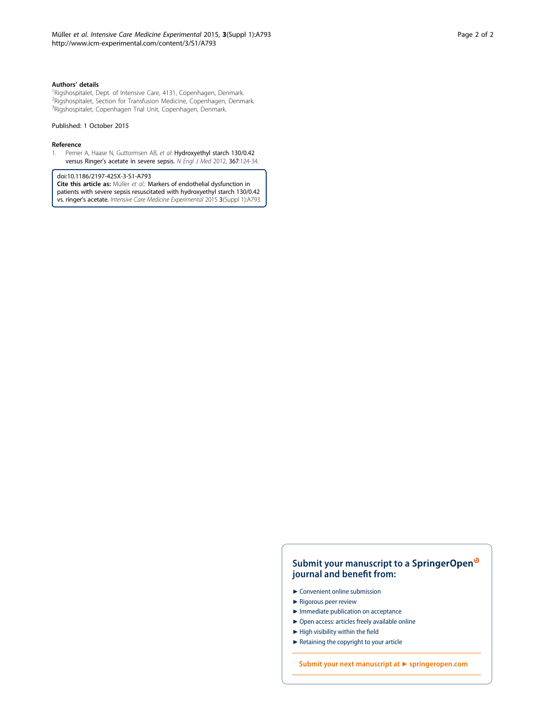### Authors' details

[1]Rigshospitalet, Dept. of Intensive Care, 4131, Copenhagen, Denmark.
[2]Rigshospitalet, Section for Transfusion Medicine, Copenhagen, Denmark.
[3]Rigshospitalet, Copenhagen Trial Unit, Copenhagen, Denmark.

Published: 1 October 2015

### Reference

1. Perner A, Haase N, Guttormsen AB, *et al*: **Hydroxyethyl starch 130/0.42 versus Ringer's acetate in severe sepsis.** *N Engl J Med* 2012, **367**:124-34.

doi:10.1186/2197-425X-3-S1-A793
**Cite this article as:** Müller *et al.*: **Markers of endothelial dysfunction in patients with severe sepsis resuscitated with hydroxyethyl starch 130/0.42 vs. ringer's acetate.** *Intensive Care Medicine Experimental* 2015 **3**(Suppl 1):A793.

**Submit your manuscript to a SpringerOpen journal and benefit from:**

- ► Convenient online submission
- ► Rigorous peer review
- ► Immediate publication on acceptance
- ► Open access: articles freely available online
- ► High visibility within the field
- ► Retaining the copyright to your article

**Submit your next manuscript at ► springeropen.com**